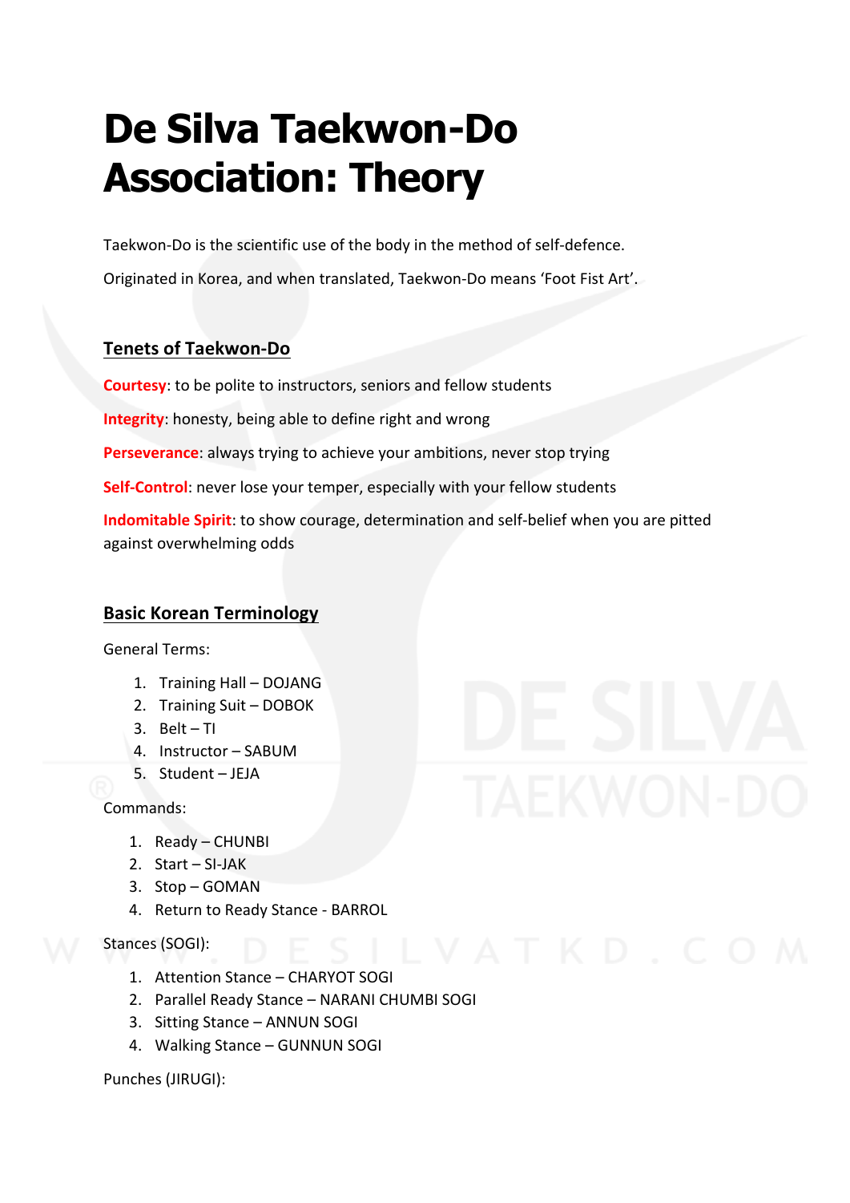# De Silva Taekwon-Do Association: Theory

Taekwon-Do is the scientific use of the body in the method of self-defence.

Originated in Korea, and when translated, Taekwon-Do means 'Foot Fist Art'.

## Tenets of Taekwon-Do

**Courtesy**: to be polite to instructors, seniors and fellow students

**Integrity**: honesty, being able to define right and wrong

**Perseverance**: always trying to achieve your ambitions, never stop trying

**Self-Control**: never lose your temper, especially with your fellow students

**Indomitable Spirit**: to show courage, determination and self-belief when you are pitted against overwhelming odds

## Basic Korean Terminology

General Terms:

1. Training Hall – DOJANG
2. Training Suit – DOBOK
3. Belt – TI
4. Instructor – SABUM
5. Student – JEJA

Commands:

1. Ready – CHUNBI
2. Start – SI-JAK
3. Stop – GOMAN
4. Return to Ready Stance - BARROL

Stances (SOGI):

1. Attention Stance – CHARYOT SOGI
2. Parallel Ready Stance – NARANI CHUMBI SOGI
3. Sitting Stance – ANNUN SOGI
4. Walking Stance – GUNNUN SOGI

Punches (JIRUGI):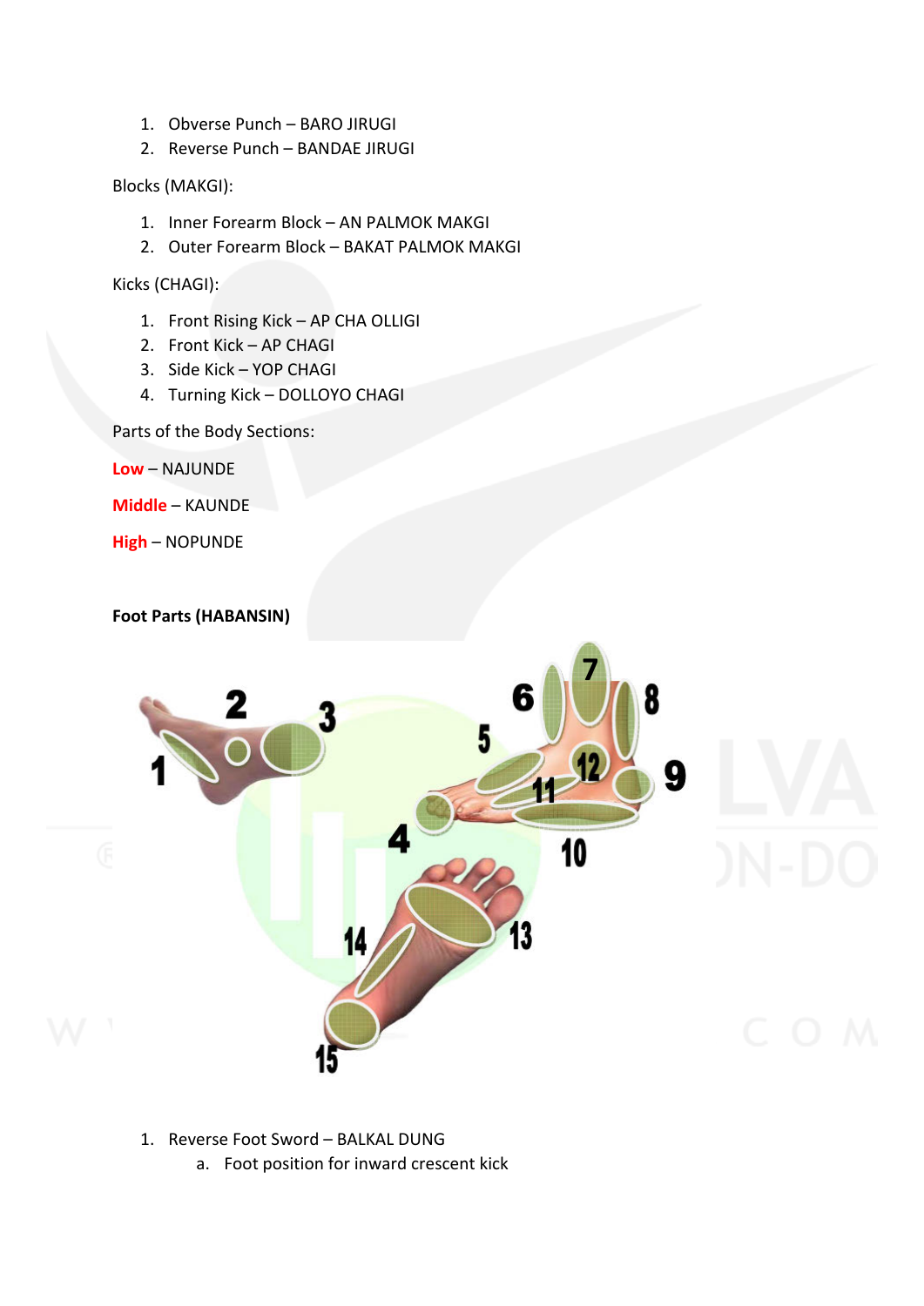1. Obverse Punch – BARO JIRUGI
2. Reverse Punch – BANDAE JIRUGI

Blocks (MAKGI):

1. Inner Forearm Block – AN PALMOK MAKGI
2. Outer Forearm Block – BAKAT PALMOK MAKGI

Kicks (CHAGI):

1. Front Rising Kick – AP CHA OLLIGI
2. Front Kick – AP CHAGI
3. Side Kick – YOP CHAGI
4. Turning Kick – DOLLOYO CHAGI

Parts of the Body Sections:

Low – NAJUNDE

Middle – KAUNDE

High – NOPUNDE

**Foot Parts (HABANSIN)**

1. Reverse Foot Sword – BALKAL DUNG
    a. Foot position for inward crescent kick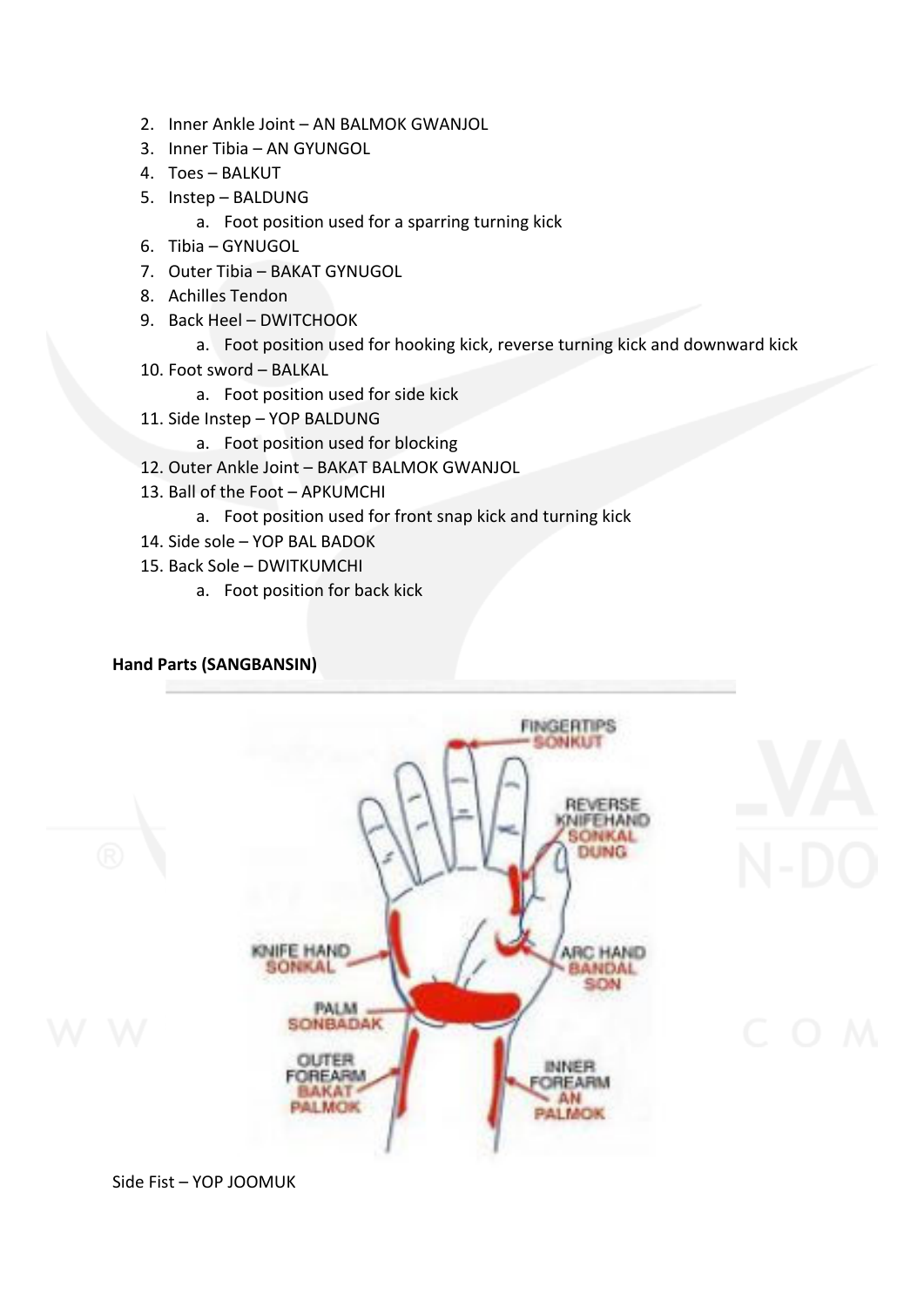2. Inner Ankle Joint – AN BALMOK GWANJOL
3. Inner Tibia – AN GYUNGOL
4. Toes – BALKUT
5. Instep – BALDUNG
    a. Foot position used for a sparring turning kick
6. Tibia – GYNUGOL
7. Outer Tibia – BAKAT GYNUGOL
8. Achilles Tendon
9. Back Heel – DWITCHOOK
    a. Foot position used for hooking kick, reverse turning kick and downward kick
10. Foot sword – BALKAL
    a. Foot position used for side kick
11. Side Instep – YOP BALDUNG
    a. Foot position used for blocking
12. Outer Ankle Joint – BAKAT BALMOK GWANJOL
13. Ball of the Foot – APKUMCHI
    a. Foot position used for front snap kick and turning kick
14. Side sole – YOP BAL BADOK
15. Back Sole – DWITKUMCHI
    a. Foot position for back kick

**Hand Parts (SANGBANSIN)**

FINGERTIPS SONKUT

REVERSE KNIFEHAND SONKAL DUNG

KNIFE HAND SONKAL

ARC HAND BANDAL SON

PALM SONBADAK

OUTER FOREARM BAKAT PALMOK

INNER FOREARM AN PALMOK

Side Fist – YOP JOOMUK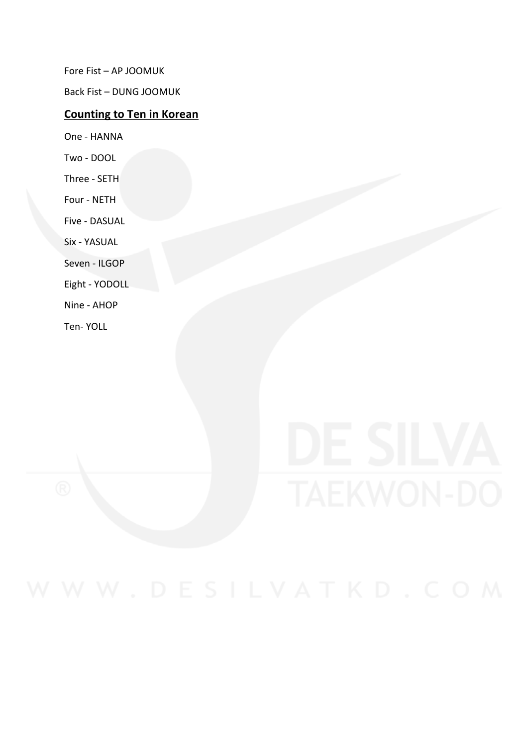Fore Fist – AP JOOMUK

Back Fist – DUNG JOOMUK

## Counting to Ten in Korean

One - HANNA

Two - DOOL

Three - SETH

Four - NETH

Five - DASUAL

Six - YASUAL

Seven - ILGOP

Eight - YODOLL

Nine - AHOP

Ten- YOLL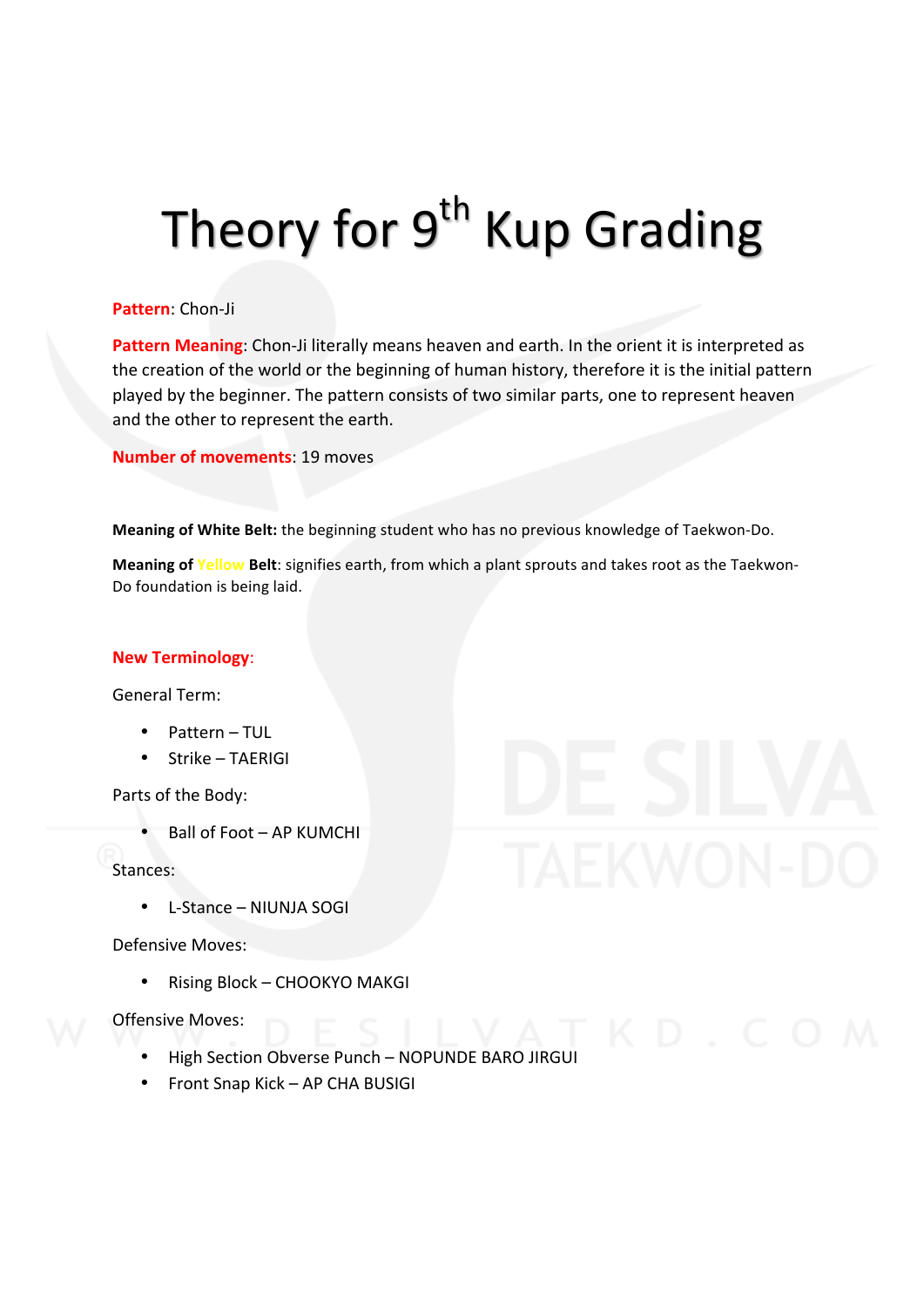# Theory for 9th Kup Grading

**Pattern**: Chon-Ji

**Pattern Meaning**: Chon-Ji literally means heaven and earth. In the orient it is interpreted as the creation of the world or the beginning of human history, therefore it is the initial pattern played by the beginner. The pattern consists of two similar parts, one to represent heaven and the other to represent the earth.

**Number of movements**: 19 moves

**Meaning of White Belt:** the beginning student who has no previous knowledge of Taekwon-Do.

**Meaning of Yellow Belt**: signifies earth, from which a plant sprouts and takes root as the Taekwon-Do foundation is being laid.

**New Terminology**:

General Term:

- Pattern – TUL
- Strike – TAERIGI

Parts of the Body:

- Ball of Foot – AP KUMCHI

Stances:

- L-Stance – NIUNJA SOGI

Defensive Moves:

- Rising Block – CHOOKYO MAKGI

Offensive Moves:

- High Section Obverse Punch – NOPUNDE BARO JIRGUI
- Front Snap Kick – AP CHA BUSIGI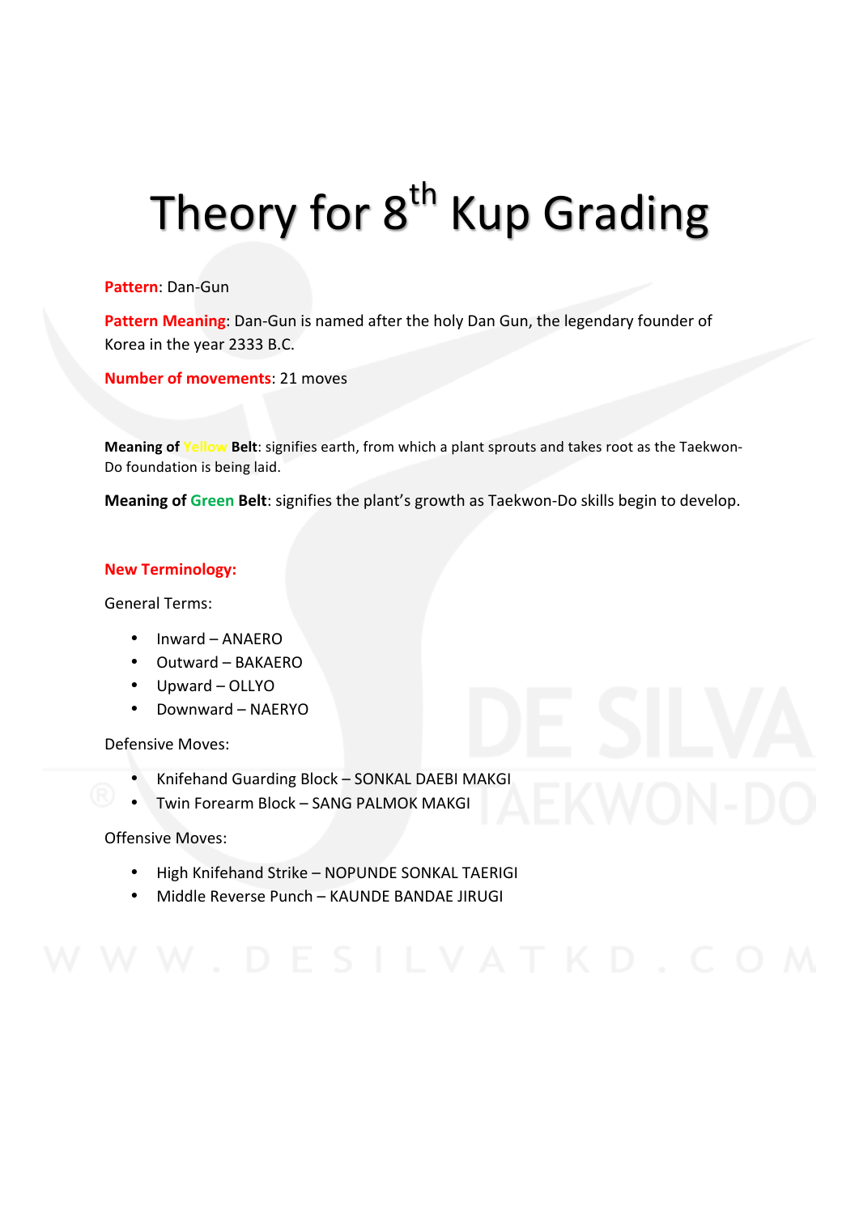# Theory for 8th Kup Grading

**Pattern**: Dan-Gun

**Pattern Meaning**: Dan-Gun is named after the holy Dan Gun, the legendary founder of Korea in the year 2333 B.C.

**Number of movements**: 21 moves

**Meaning of Yellow Belt**: signifies earth, from which a plant sprouts and takes root as the Taekwon-Do foundation is being laid.

**Meaning of Green Belt**: signifies the plant's growth as Taekwon-Do skills begin to develop.

**New Terminology:**

General Terms:

- Inward – ANAERO
- Outward – BAKAERO
- Upward – OLLYO
- Downward – NAERYO

Defensive Moves:

- Knifehand Guarding Block – SONKAL DAEBI MAKGI
- Twin Forearm Block – SANG PALMOK MAKGI

Offensive Moves:

- High Knifehand Strike – NOPUNDE SONKAL TAERIGI
- Middle Reverse Punch – KAUNDE BANDAE JIRUGI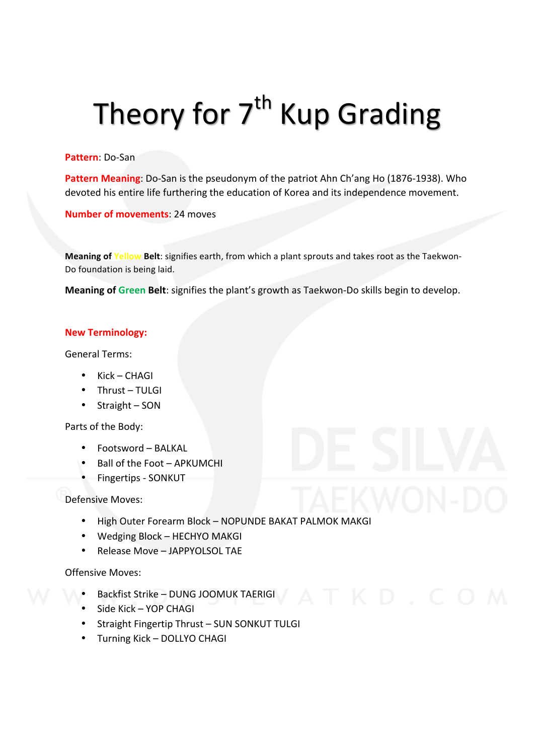# Theory for 7th Kup Grading

**Pattern**: Do-San

**Pattern Meaning**: Do-San is the pseudonym of the patriot Ahn Ch'ang Ho (1876-1938). Who devoted his entire life furthering the education of Korea and its independence movement.

**Number of movements**: 24 moves

**Meaning of Yellow Belt**: signifies earth, from which a plant sprouts and takes root as the Taekwon-Do foundation is being laid.

**Meaning of Green Belt**: signifies the plant's growth as Taekwon-Do skills begin to develop.

**New Terminology:**

General Terms:

- Kick – CHAGI
- Thrust – TULGI
- Straight – SON

Parts of the Body:

- Footsword – BALKAL
- Ball of the Foot – APKUMCHI
- Fingertips - SONKUT

Defensive Moves:

- High Outer Forearm Block – NOPUNDE BAKAT PALMOK MAKGI
- Wedging Block – HECHYO MAKGI
- Release Move – JAPPYOLSOL TAE

Offensive Moves:

- Backfist Strike – DUNG JOOMUK TAERIGI
- Side Kick – YOP CHAGI
- Straight Fingertip Thrust – SUN SONKUT TULGI
- Turning Kick – DOLLYO CHAGI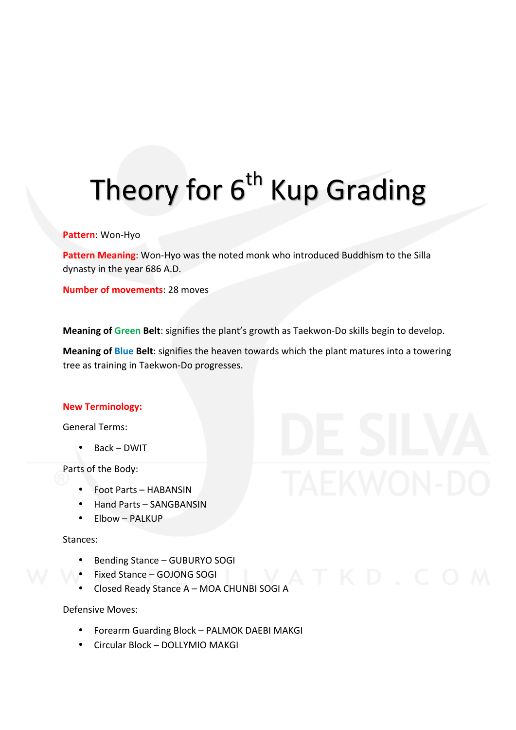# Theory for 6th Kup Grading

**Pattern**: Won-Hyo

**Pattern Meaning**: Won-Hyo was the noted monk who introduced Buddhism to the Silla dynasty in the year 686 A.D.

**Number of movements**: 28 moves

**Meaning of Green Belt**: signifies the plant's growth as Taekwon-Do skills begin to develop.

**Meaning of Blue Belt**: signifies the heaven towards which the plant matures into a towering tree as training in Taekwon-Do progresses.

**New Terminology:**

General Terms:

- Back – DWIT

Parts of the Body:

- Foot Parts – HABANSIN
- Hand Parts – SANGBANSIN
- Elbow – PALKUP

Stances:

- Bending Stance – GUBURYO SOGI
- Fixed Stance – GOJONG SOGI
- Closed Ready Stance A – MOA CHUNBI SOGI A

Defensive Moves:

- Forearm Guarding Block – PALMOK DAEBI MAKGI
- Circular Block – DOLLYMIO MAKGI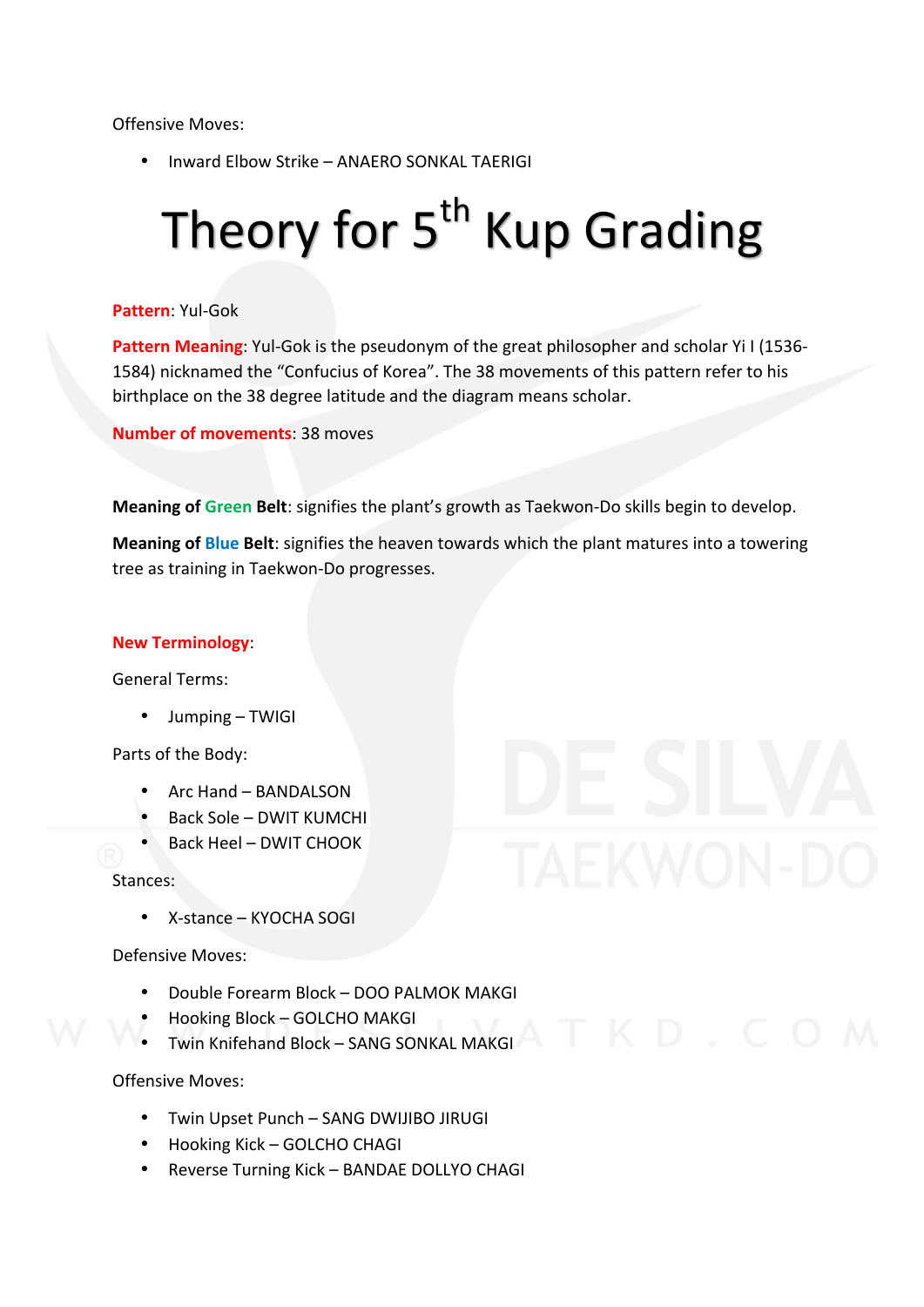Offensive Moves:

- Inward Elbow Strike – ANAERO SONKAL TAERIGI

# Theory for 5th Kup Grading

**Pattern**: Yul-Gok

**Pattern Meaning**: Yul-Gok is the pseudonym of the great philosopher and scholar Yi I (1536-1584) nicknamed the "Confucius of Korea". The 38 movements of this pattern refer to his birthplace on the 38 degree latitude and the diagram means scholar.

**Number of movements**: 38 moves

**Meaning of Green Belt**: signifies the plant's growth as Taekwon-Do skills begin to develop.

**Meaning of Blue Belt**: signifies the heaven towards which the plant matures into a towering tree as training in Taekwon-Do progresses.

**New Terminology**:

General Terms:

- Jumping – TWIGI

Parts of the Body:

- Arc Hand – BANDALSON
- Back Sole – DWIT KUMCHI
- Back Heel – DWIT CHOOK

Stances:

- X-stance – KYOCHA SOGI

Defensive Moves:

- Double Forearm Block – DOO PALMOK MAKGI
- Hooking Block – GOLCHO MAKGI
- Twin Knifehand Block – SANG SONKAL MAKGI

Offensive Moves:

- Twin Upset Punch – SANG DWIJIBO JIRUGI
- Hooking Kick – GOLCHO CHAGI
- Reverse Turning Kick – BANDAE DOLLYO CHAGI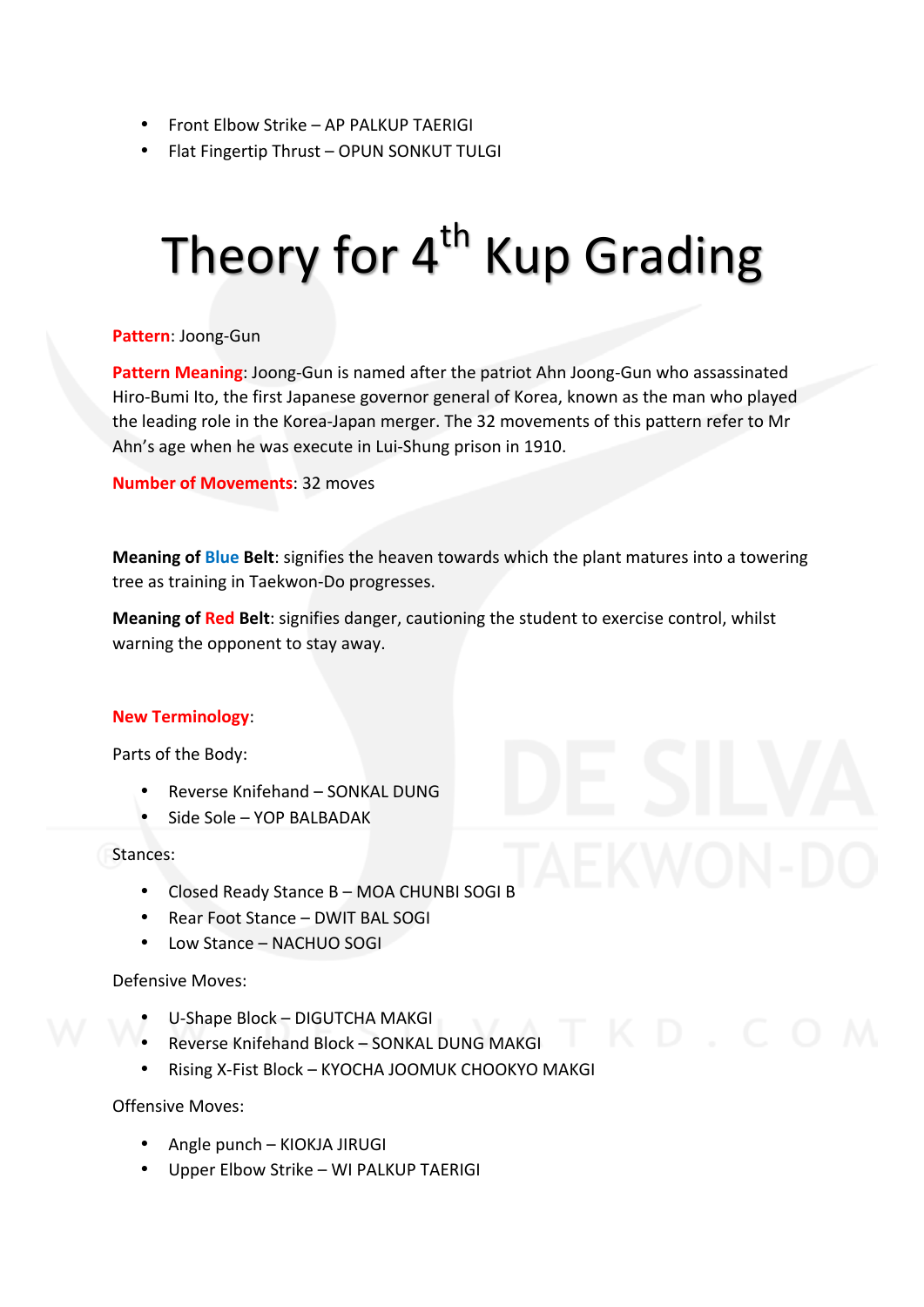- Front Elbow Strike – AP PALKUP TAERIGI
- Flat Fingertip Thrust – OPUN SONKUT TULGI

# Theory for 4th Kup Grading

**Pattern**: Joong-Gun

**Pattern Meaning**: Joong-Gun is named after the patriot Ahn Joong-Gun who assassinated Hiro-Bumi Ito, the first Japanese governor general of Korea, known as the man who played the leading role in the Korea-Japan merger. The 32 movements of this pattern refer to Mr Ahn's age when he was execute in Lui-Shung prison in 1910.

**Number of Movements**: 32 moves

**Meaning of Blue Belt**: signifies the heaven towards which the plant matures into a towering tree as training in Taekwon-Do progresses.

**Meaning of Red Belt**: signifies danger, cautioning the student to exercise control, whilst warning the opponent to stay away.

**New Terminology**:

Parts of the Body:

- Reverse Knifehand – SONKAL DUNG
- Side Sole – YOP BALBADAK

Stances:

- Closed Ready Stance B – MOA CHUNBI SOGI B
- Rear Foot Stance – DWIT BAL SOGI
- Low Stance – NACHUO SOGI

Defensive Moves:

- U-Shape Block – DIGUTCHA MAKGI
- Reverse Knifehand Block – SONKAL DUNG MAKGI
- Rising X-Fist Block – KYOCHA JOOMUK CHOOKYO MAKGI

Offensive Moves:

- Angle punch – KIOKJA JIRUGI
- Upper Elbow Strike – WI PALKUP TAERIGI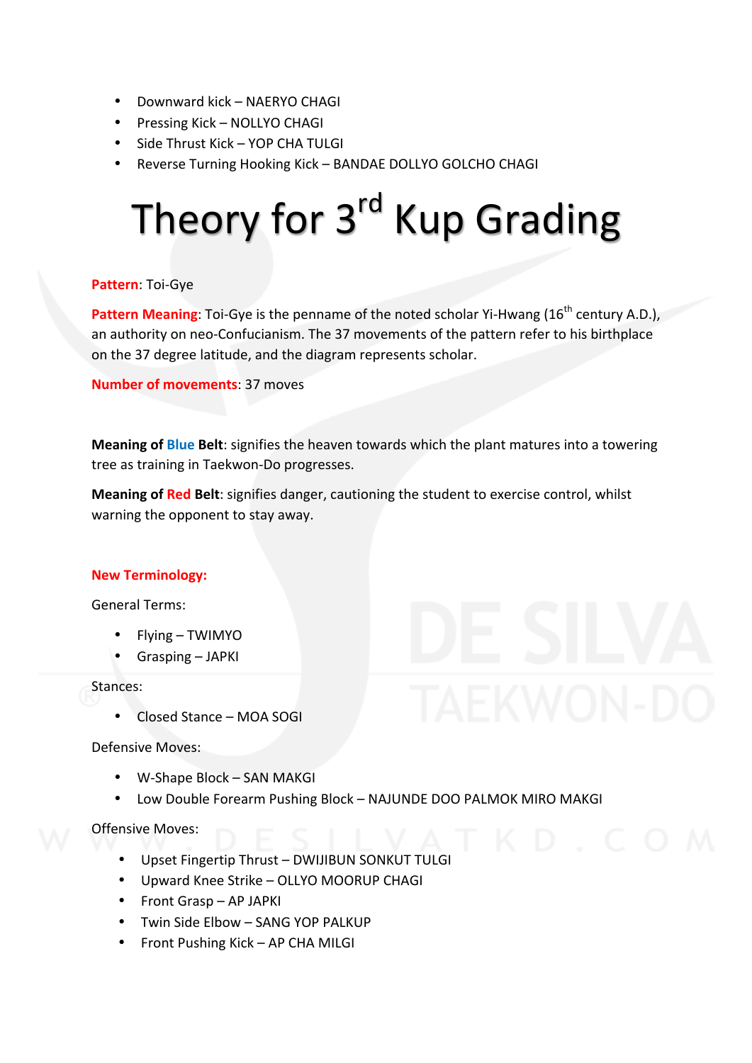- Downward kick – NAERYO CHAGI
- Pressing Kick – NOLLYO CHAGI
- Side Thrust Kick – YOP CHA TULGI
- Reverse Turning Hooking Kick – BANDAE DOLLYO GOLCHO CHAGI

# Theory for 3rd Kup Grading

**Pattern**: Toi-Gye

**Pattern Meaning**: Toi-Gye is the penname of the noted scholar Yi-Hwang (16th century A.D.), an authority on neo-Confucianism. The 37 movements of the pattern refer to his birthplace on the 37 degree latitude, and the diagram represents scholar.

**Number of movements**: 37 moves

**Meaning of Blue Belt**: signifies the heaven towards which the plant matures into a towering tree as training in Taekwon-Do progresses.

**Meaning of Red Belt**: signifies danger, cautioning the student to exercise control, whilst warning the opponent to stay away.

**New Terminology:**

General Terms:

- Flying – TWIMYO
- Grasping – JAPKI

Stances:

- Closed Stance – MOA SOGI

Defensive Moves:

- W-Shape Block – SAN MAKGI
- Low Double Forearm Pushing Block – NAJUNDE DOO PALMOK MIRO MAKGI

Offensive Moves:

- Upset Fingertip Thrust – DWIJIBUN SONKUT TULGI
- Upward Knee Strike – OLLYO MOORUP CHAGI
- Front Grasp – AP JAPKI
- Twin Side Elbow – SANG YOP PALKUP
- Front Pushing Kick – AP CHA MILGI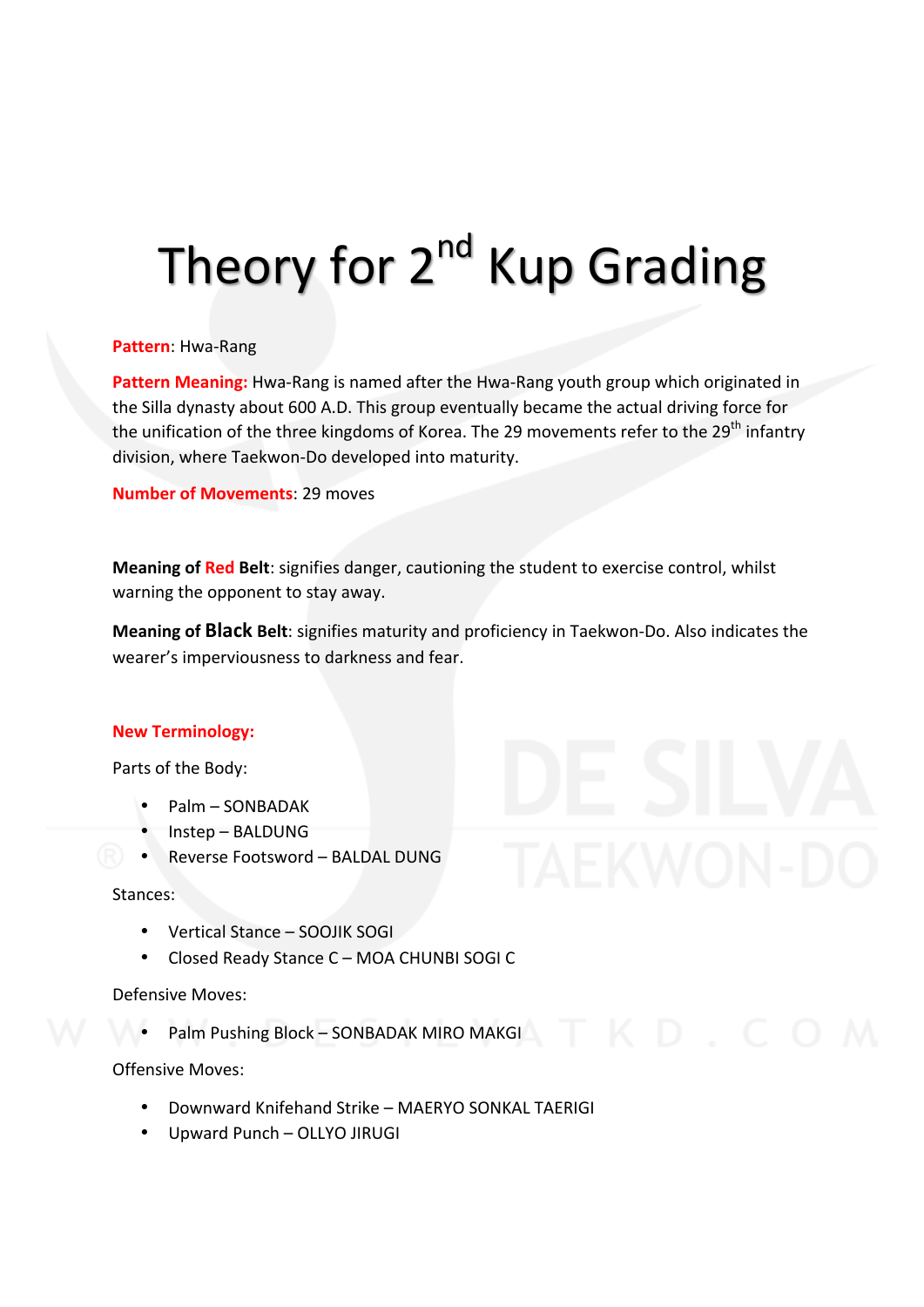# Theory for $2^{nd}$ Kup Grading

**Pattern**: Hwa-Rang

**Pattern Meaning:** Hwa-Rang is named after the Hwa-Rang youth group which originated in the Silla dynasty about 600 A.D. This group eventually became the actual driving force for the unification of the three kingdoms of Korea. The 29 movements refer to the $29^{th}$ infantry division, where Taekwon-Do developed into maturity.

**Number of Movements**: 29 moves

**Meaning of Red Belt**: signifies danger, cautioning the student to exercise control, whilst warning the opponent to stay away.

**Meaning of Black Belt**: signifies maturity and proficiency in Taekwon-Do. Also indicates the wearer's imperviousness to darkness and fear.

**New Terminology:**

Parts of the Body:

- Palm – SONBADAK
- Instep – BALDUNG
- Reverse Footsword – BALDAL DUNG

Stances:

- Vertical Stance – SOOJIK SOGI
- Closed Ready Stance C – MOA CHUNBI SOGI C

Defensive Moves:

- Palm Pushing Block – SONBADAK MIRO MAKGI

Offensive Moves:

- Downward Knifehand Strike – MAERYO SONKAL TAERIGI
- Upward Punch – OLLYO JIRUGI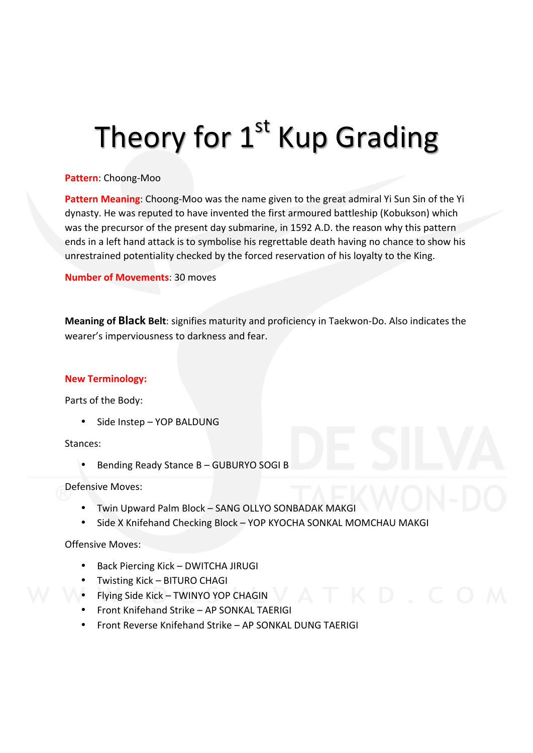# Theory for 1st Kup Grading

**Pattern**: Choong-Moo

**Pattern Meaning**: Choong-Moo was the name given to the great admiral Yi Sun Sin of the Yi dynasty. He was reputed to have invented the first armoured battleship (Kobukson) which was the precursor of the present day submarine, in 1592 A.D. the reason why this pattern ends in a left hand attack is to symbolise his regrettable death having no chance to show his unrestrained potentiality checked by the forced reservation of his loyalty to the King.

**Number of Movements**: 30 moves

**Meaning of Black Belt**: signifies maturity and proficiency in Taekwon-Do. Also indicates the wearer's imperviousness to darkness and fear.

**New Terminology:**

Parts of the Body:

- Side Instep – YOP BALDUNG

Stances:

- Bending Ready Stance B – GUBURYO SOGI B

Defensive Moves:

- Twin Upward Palm Block – SANG OLLYO SONBADAK MAKGI
- Side X Knifehand Checking Block – YOP KYOCHA SONKAL MOMCHAU MAKGI

Offensive Moves:

- Back Piercing Kick – DWITCHA JIRUGI
- Twisting Kick – BITURO CHAGI
- Flying Side Kick – TWINYO YOP CHAGIN
- Front Knifehand Strike – AP SONKAL TAERIGI
- Front Reverse Knifehand Strike – AP SONKAL DUNG TAERIGI